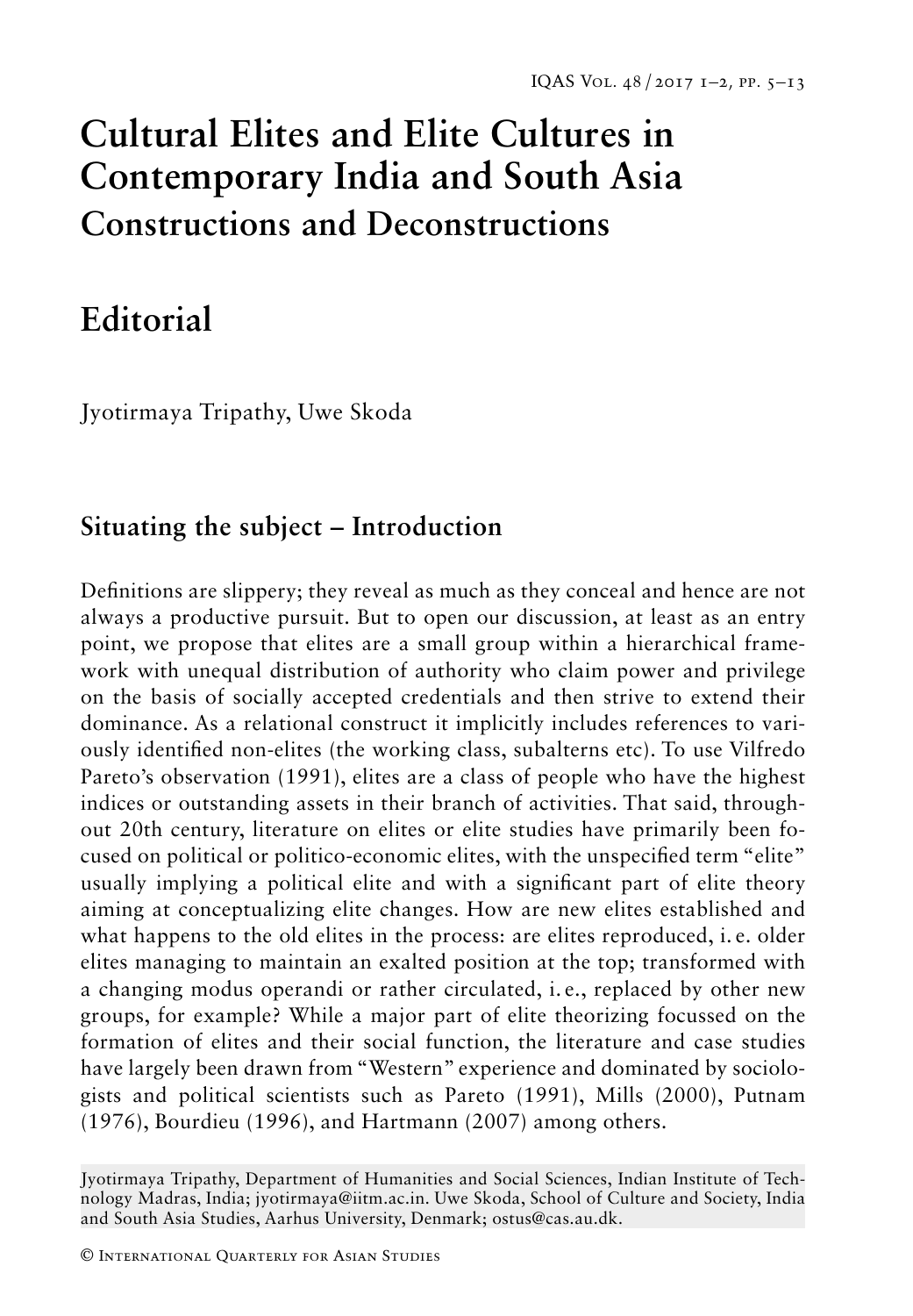# Cultural Elites and Elite Cultures in Contemporary India and South Asia

## Constructions and Deconstructions

# Editorial

Jyotirmaya Tripathy, Uwe Skoda

## Situating the subject – Introduction

Definitions are slippery; they reveal as much as they conceal and hence are not always a productive pursuit. But to open our discussion, at least as an entry point, we propose that elites are a small group within a hierarchical framework with unequal distribution of authority who claim power and privilege on the basis of socially accepted credentials and then strive to extend their dominance. As a relational construct it implicitly includes references to variously identified non-elites (the working class, subalterns etc). To use Vilfredo Pareto's observation (1991), elites are a class of people who have the highest indices or outstanding assets in their branch of activities. That said, throughout 20th century, literature on elites or elite studies have primarily been focused on political or politico-economic elites, with the unspecified term "elite" usually implying a political elite and with a significant part of elite theory aiming at conceptualizing elite changes. How are new elites established and what happens to the old elites in the process: are elites reproduced, i. e. older elites managing to maintain an exalted position at the top; transformed with a changing modus operandi or rather circulated, i. e., replaced by other new groups, for example? While a major part of elite theorizing focussed on the formation of elites and their social function, the literature and case studies have largely been drawn from "Western" experience and dominated by sociologists and political scientists such as Pareto (1991), Mills (2000), Putnam (1976), Bourdieu (1996), and Hartmann (2007) among others.

Jyotirmaya Tripathy, Department of Humanities and Social Sciences, Indian Institute of Technology Madras, India; jyotirmaya@iitm.ac.in. Uwe Skoda, School of Culture and Society, India and South Asia Studies, Aarhus University, Denmark; ostus@cas.au.dk.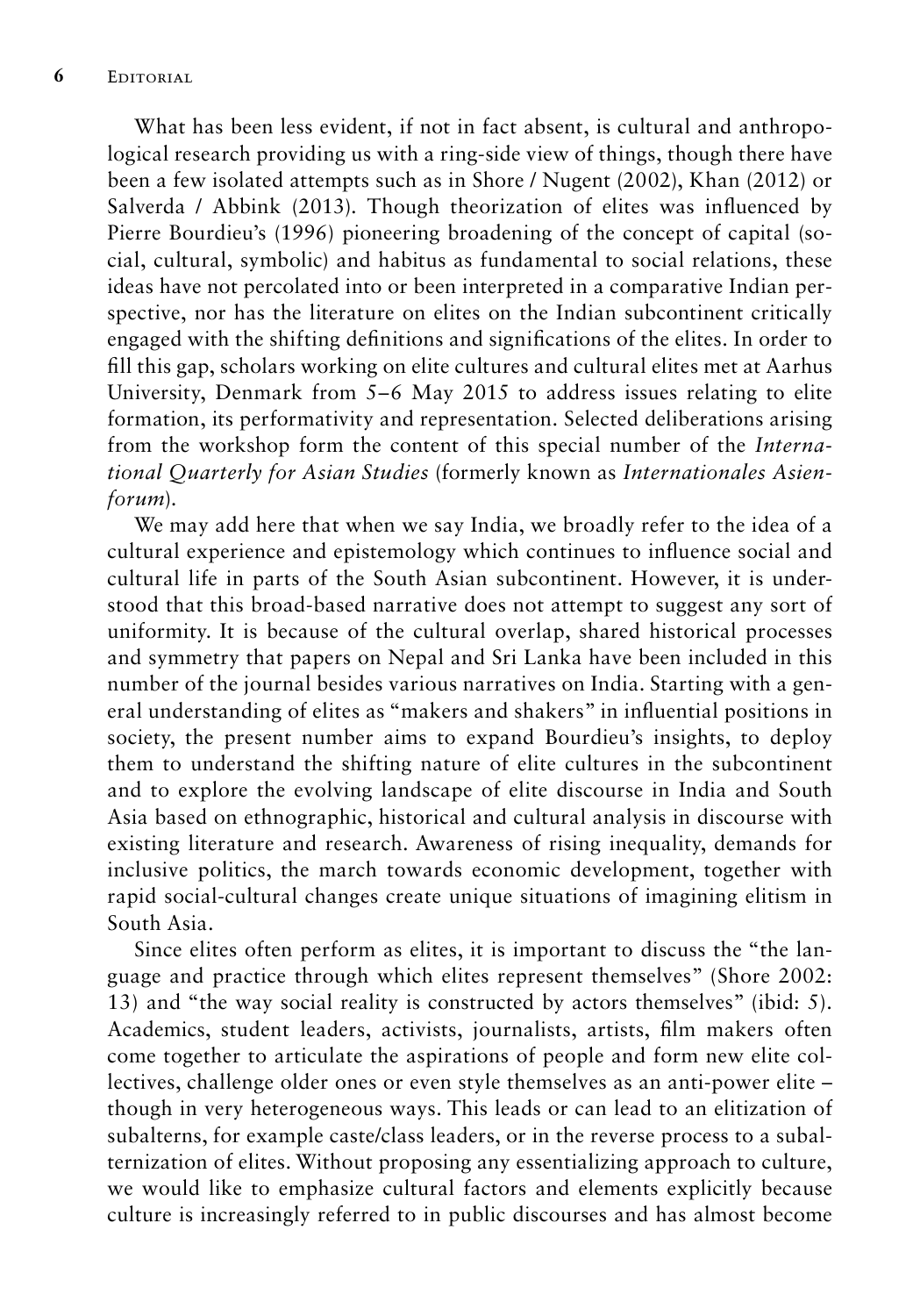What has been less evident, if not in fact absent, is cultural and anthropological research providing us with a ring-side view of things, though there have been a few isolated attempts such as in Shore / Nugent (2002), Khan (2012) or Salverda / Abbink (2013). Though theorization of elites was influenced by Pierre Bourdieu's (1996) pioneering broadening of the concept of capital (social, cultural, symbolic) and habitus as fundamental to social relations, these ideas have not percolated into or been interpreted in a comparative Indian perspective, nor has the literature on elites on the Indian subcontinent critically engaged with the shifting definitions and significations of the elites. In order to fill this gap, scholars working on elite cultures and cultural elites met at Aarhus University, Denmark from 5–6 May 2015 to address issues relating to elite formation, its performativity and representation. Selected deliberations arising from the workshop form the content of this special number of the *International Quarterly for Asian Studies* (formerly known as *Internationales Asienforum*).

We may add here that when we say India, we broadly refer to the idea of a cultural experience and epistemology which continues to influence social and cultural life in parts of the South Asian subcontinent. However, it is understood that this broad-based narrative does not attempt to suggest any sort of uniformity. It is because of the cultural overlap, shared historical processes and symmetry that papers on Nepal and Sri Lanka have been included in this number of the journal besides various narratives on India. Starting with a general understanding of elites as "makers and shakers" in influential positions in society, the present number aims to expand Bourdieu's insights, to deploy them to understand the shifting nature of elite cultures in the subcontinent and to explore the evolving landscape of elite discourse in India and South Asia based on ethnographic, historical and cultural analysis in discourse with existing literature and research. Awareness of rising inequality, demands for inclusive politics, the march towards economic development, together with rapid social-cultural changes create unique situations of imagining elitism in South Asia.

Since elites often perform as elites, it is important to discuss the "the language and practice through which elites represent themselves" (Shore 2002: 13) and "the way social reality is constructed by actors themselves" (ibid: 5). Academics, student leaders, activists, journalists, artists, film makers often come together to articulate the aspirations of people and form new elite collectives, challenge older ones or even style themselves as an anti-power elite – though in very heterogeneous ways. This leads or can lead to an elitization of subalterns, for example caste/class leaders, or in the reverse process to a subalternization of elites. Without proposing any essentializing approach to culture, we would like to emphasize cultural factors and elements explicitly because culture is increasingly referred to in public discourses and has almost become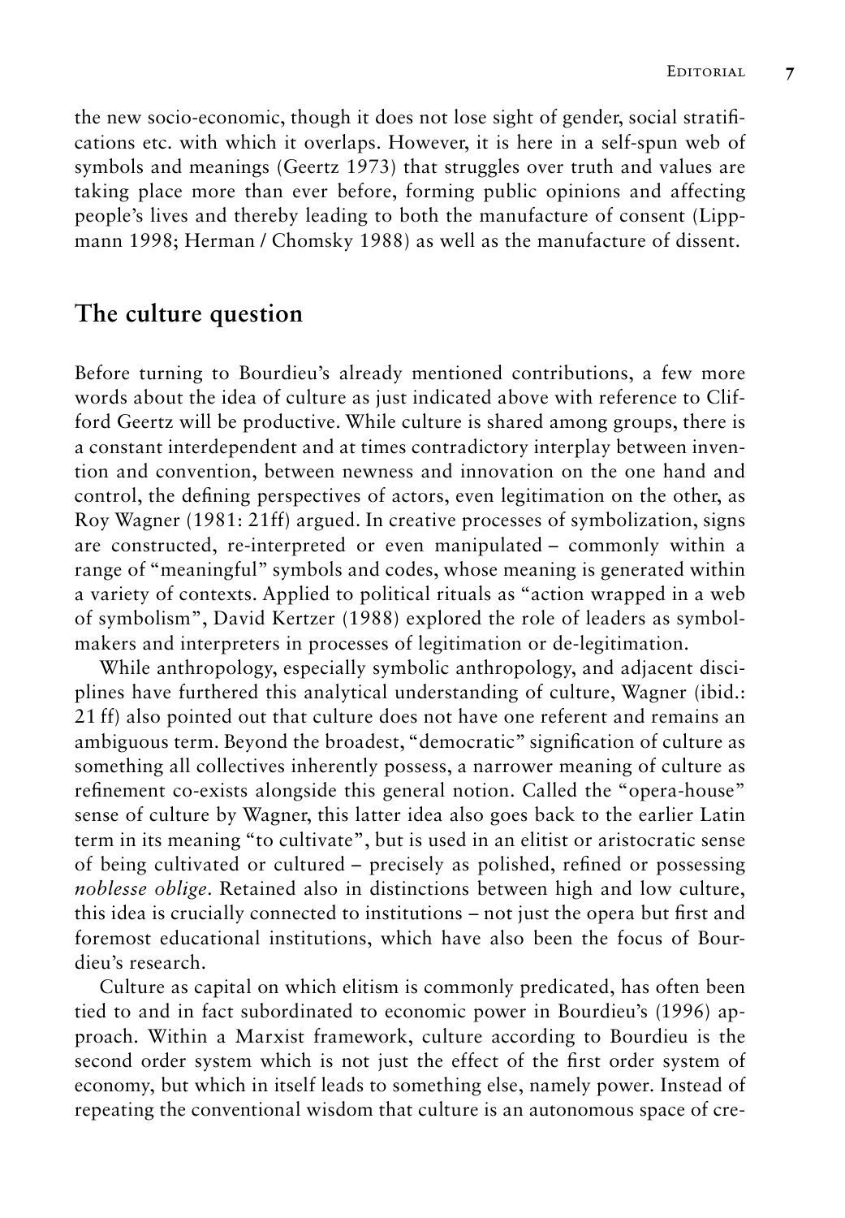the new socio-economic, though it does not lose sight of gender, social stratifications etc. with which it overlaps. However, it is here in a self-spun web of symbols and meanings (Geertz 1973) that struggles over truth and values are taking place more than ever before, forming public opinions and affecting people's lives and thereby leading to both the manufacture of consent (Lippmann 1998; Herman / Chomsky 1988) as well as the manufacture of dissent.

## The culture question

Before turning to Bourdieu's already mentioned contributions, a few more words about the idea of culture as just indicated above with reference to Clifford Geertz will be productive. While culture is shared among groups, there is a constant interdependent and at times contradictory interplay between invention and convention, between newness and innovation on the one hand and control, the defining perspectives of actors, even legitimation on the other, as Roy Wagner (1981: 21ff) argued. In creative processes of symbolization, signs are constructed, re-interpreted or even manipulated – commonly within a range of "meaningful" symbols and codes, whose meaning is generated within a variety of contexts. Applied to political rituals as "action wrapped in a web of symbolism", David Kertzer (1988) explored the role of leaders as symbol-makers and interpreters in processes of legitimation or de-legitimation.

While anthropology, especially symbolic anthropology, and adjacent disciplines have furthered this analytical understanding of culture, Wagner (ibid.: 21 ff) also pointed out that culture does not have one referent and remains an ambiguous term. Beyond the broadest, "democratic" signification of culture as something all collectives inherently possess, a narrower meaning of culture as refinement co-exists alongside this general notion. Called the "opera-house" sense of culture by Wagner, this latter idea also goes back to the earlier Latin term in its meaning "to cultivate", but is used in an elitist or aristocratic sense of being cultivated or cultured – precisely as polished, refined or possessing *noblesse oblige*. Retained also in distinctions between high and low culture, this idea is crucially connected to institutions – not just the opera but first and foremost educational institutions, which have also been the focus of Bourdieu's research.

Culture as capital on which elitism is commonly predicated, has often been tied to and in fact subordinated to economic power in Bourdieu's (1996) approach. Within a Marxist framework, culture according to Bourdieu is the second order system which is not just the effect of the first order system of economy, but which in itself leads to something else, namely power. Instead of repeating the conventional wisdom that culture is an autonomous space of cre-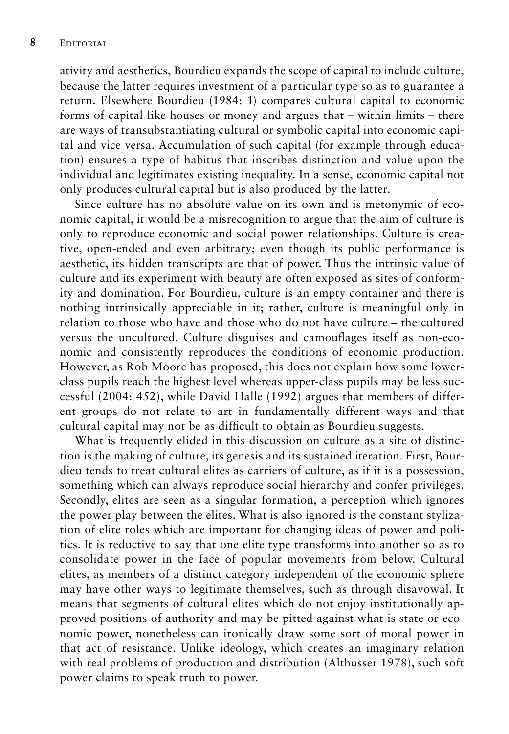ativity and aesthetics, Bourdieu expands the scope of capital to include culture, because the latter requires investment of a particular type so as to guarantee a return. Elsewhere Bourdieu (1984: 1) compares cultural capital to economic forms of capital like houses or money and argues that – within limits – there are ways of transubstantiating cultural or symbolic capital into economic capital and vice versa. Accumulation of such capital (for example through education) ensures a type of habitus that inscribes distinction and value upon the individual and legitimates existing inequality. In a sense, economic capital not only produces cultural capital but is also produced by the latter.

Since culture has no absolute value on its own and is metonymic of economic capital, it would be a misrecognition to argue that the aim of culture is only to reproduce economic and social power relationships. Culture is creative, open-ended and even arbitrary; even though its public performance is aesthetic, its hidden transcripts are that of power. Thus the intrinsic value of culture and its experiment with beauty are often exposed as sites of conformity and domination. For Bourdieu, culture is an empty container and there is nothing intrinsically appreciable in it; rather, culture is meaningful only in relation to those who have and those who do not have culture – the cultured versus the uncultured. Culture disguises and camouflages itself as non-economic and consistently reproduces the conditions of economic production. However, as Rob Moore has proposed, this does not explain how some lower-class pupils reach the highest level whereas upper-class pupils may be less successful (2004: 452), while David Halle (1992) argues that members of different groups do not relate to art in fundamentally different ways and that cultural capital may not be as difficult to obtain as Bourdieu suggests.

What is frequently elided in this discussion on culture as a site of distinction is the making of culture, its genesis and its sustained iteration. First, Bourdieu tends to treat cultural elites as carriers of culture, as if it is a possession, something which can always reproduce social hierarchy and confer privileges. Secondly, elites are seen as a singular formation, a perception which ignores the power play between the elites. What is also ignored is the constant stylization of elite roles which are important for changing ideas of power and politics. It is reductive to say that one elite type transforms into another so as to consolidate power in the face of popular movements from below. Cultural elites, as members of a distinct category independent of the economic sphere may have other ways to legitimate themselves, such as through disavowal. It means that segments of cultural elites which do not enjoy institutionally approved positions of authority and may be pitted against what is state or economic power, nonetheless can ironically draw some sort of moral power in that act of resistance. Unlike ideology, which creates an imaginary relation with real problems of production and distribution (Althusser 1978), such soft power claims to speak truth to power.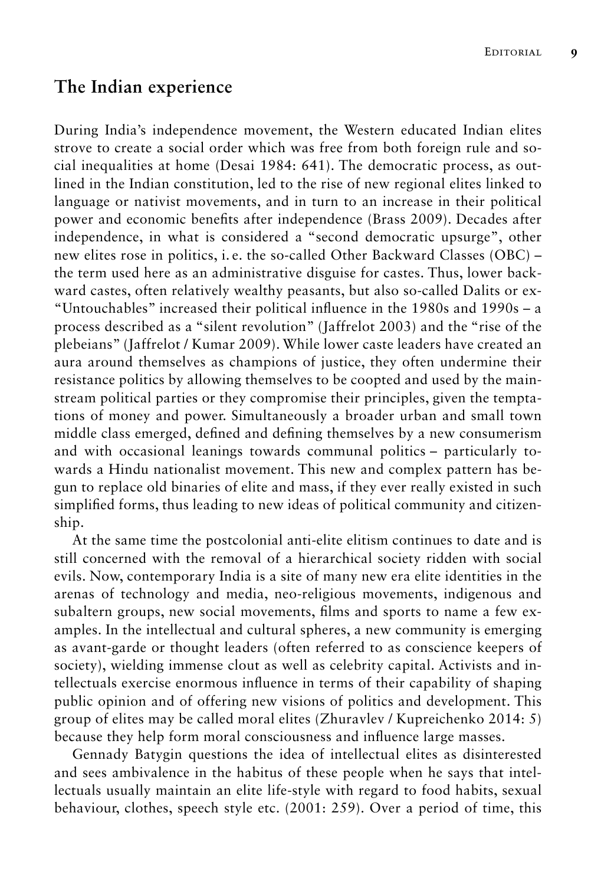## The Indian experience

During India's independence movement, the Western educated Indian elites strove to create a social order which was free from both foreign rule and social inequalities at home (Desai 1984: 641). The democratic process, as outlined in the Indian constitution, led to the rise of new regional elites linked to language or nativist movements, and in turn to an increase in their political power and economic benefits after independence (Brass 2009). Decades after independence, in what is considered a "second democratic upsurge", other new elites rose in politics, i. e. the so-called Other Backward Classes (OBC) – the term used here as an administrative disguise for castes. Thus, lower backward castes, often relatively wealthy peasants, but also so-called Dalits or ex-"Untouchables" increased their political influence in the 1980s and 1990s – a process described as a "silent revolution" (Jaffrelot 2003) and the "rise of the plebeians" (Jaffrelot / Kumar 2009). While lower caste leaders have created an aura around themselves as champions of justice, they often undermine their resistance politics by allowing themselves to be coopted and used by the mainstream political parties or they compromise their principles, given the temptations of money and power. Simultaneously a broader urban and small town middle class emerged, defined and defining themselves by a new consumerism and with occasional leanings towards communal politics – particularly towards a Hindu nationalist movement. This new and complex pattern has begun to replace old binaries of elite and mass, if they ever really existed in such simplified forms, thus leading to new ideas of political community and citizenship.

At the same time the postcolonial anti-elite elitism continues to date and is still concerned with the removal of a hierarchical society ridden with social evils. Now, contemporary India is a site of many new era elite identities in the arenas of technology and media, neo-religious movements, indigenous and subaltern groups, new social movements, films and sports to name a few examples. In the intellectual and cultural spheres, a new community is emerging as avant-garde or thought leaders (often referred to as conscience keepers of society), wielding immense clout as well as celebrity capital. Activists and intellectuals exercise enormous influence in terms of their capability of shaping public opinion and of offering new visions of politics and development. This group of elites may be called moral elites (Zhuravlev / Kupreichenko 2014: 5) because they help form moral consciousness and influence large masses.

Gennady Batygin questions the idea of intellectual elites as disinterested and sees ambivalence in the habitus of these people when he says that intellectuals usually maintain an elite life-style with regard to food habits, sexual behaviour, clothes, speech style etc. (2001: 259). Over a period of time, this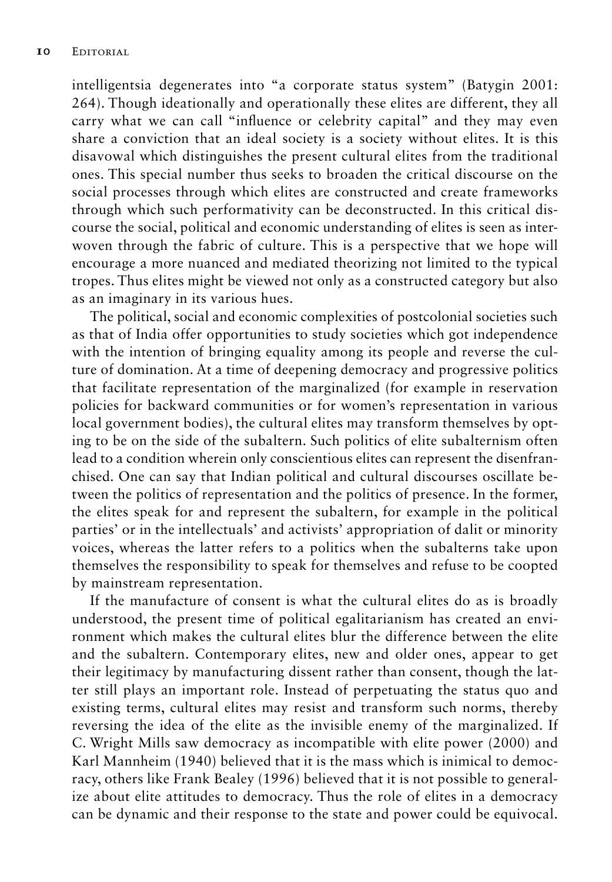intelligentsia degenerates into "a corporate status system" (Batygin 2001: 264). Though ideationally and operationally these elites are different, they all carry what we can call "influence or celebrity capital" and they may even share a conviction that an ideal society is a society without elites. It is this disavowal which distinguishes the present cultural elites from the traditional ones. This special number thus seeks to broaden the critical discourse on the social processes through which elites are constructed and create frameworks through which such performativity can be deconstructed. In this critical discourse the social, political and economic understanding of elites is seen as interwoven through the fabric of culture. This is a perspective that we hope will encourage a more nuanced and mediated theorizing not limited to the typical tropes. Thus elites might be viewed not only as a constructed category but also as an imaginary in its various hues.

The political, social and economic complexities of postcolonial societies such as that of India offer opportunities to study societies which got independence with the intention of bringing equality among its people and reverse the culture of domination. At a time of deepening democracy and progressive politics that facilitate representation of the marginalized (for example in reservation policies for backward communities or for women's representation in various local government bodies), the cultural elites may transform themselves by opting to be on the side of the subaltern. Such politics of elite subalternism often lead to a condition wherein only conscientious elites can represent the disenfranchised. One can say that Indian political and cultural discourses oscillate between the politics of representation and the politics of presence. In the former, the elites speak for and represent the subaltern, for example in the political parties' or in the intellectuals' and activists' appropriation of dalit or minority voices, whereas the latter refers to a politics when the subalterns take upon themselves the responsibility to speak for themselves and refuse to be coopted by mainstream representation.

If the manufacture of consent is what the cultural elites do as is broadly understood, the present time of political egalitarianism has created an environment which makes the cultural elites blur the difference between the elite and the subaltern. Contemporary elites, new and older ones, appear to get their legitimacy by manufacturing dissent rather than consent, though the latter still plays an important role. Instead of perpetuating the status quo and existing terms, cultural elites may resist and transform such norms, thereby reversing the idea of the elite as the invisible enemy of the marginalized. If C. Wright Mills saw democracy as incompatible with elite power (2000) and Karl Mannheim (1940) believed that it is the mass which is inimical to democracy, others like Frank Bealey (1996) believed that it is not possible to generalize about elite attitudes to democracy. Thus the role of elites in a democracy can be dynamic and their response to the state and power could be equivocal.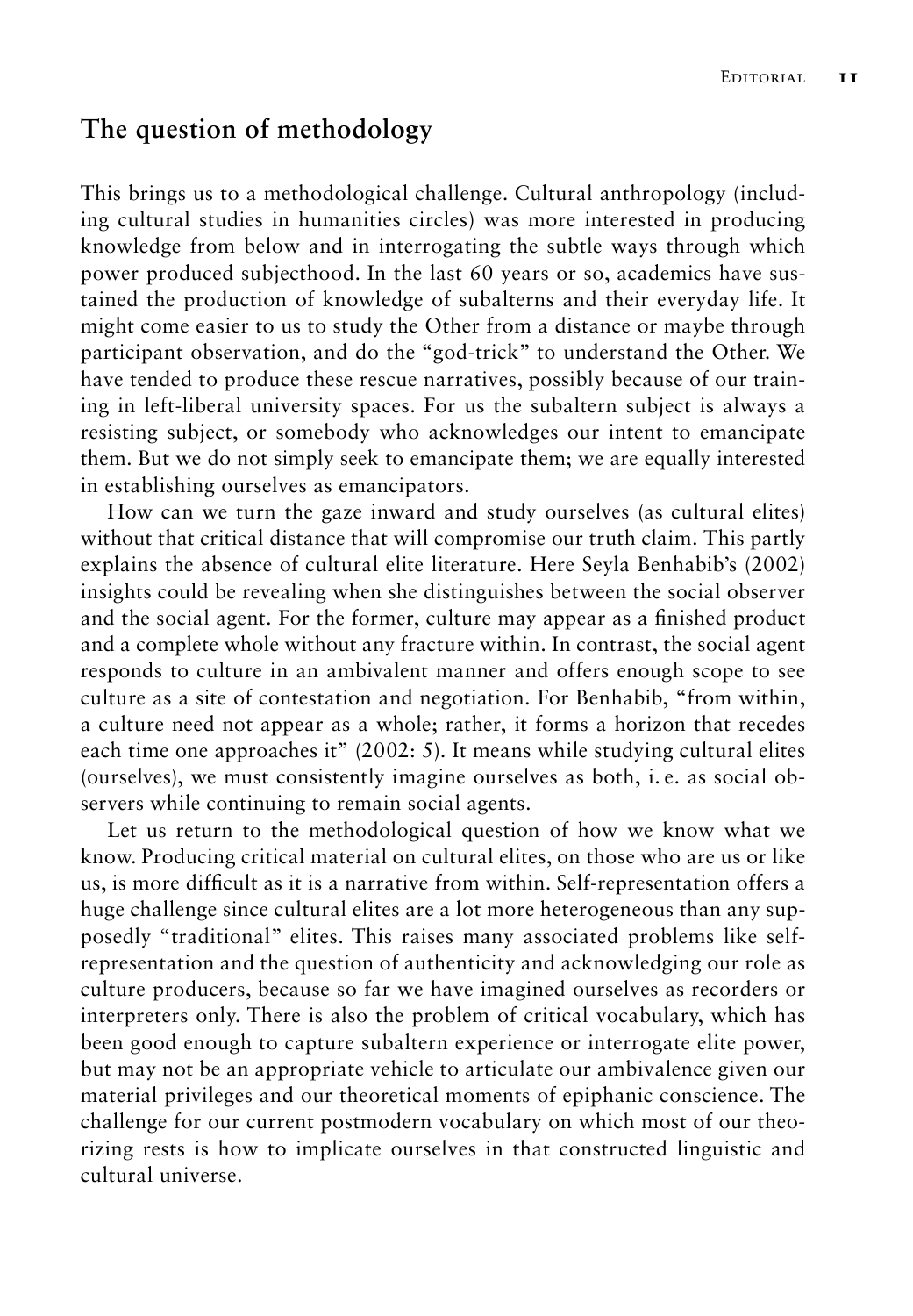## The question of methodology

This brings us to a methodological challenge. Cultural anthropology (including cultural studies in humanities circles) was more interested in producing knowledge from below and in interrogating the subtle ways through which power produced subjecthood. In the last 60 years or so, academics have sustained the production of knowledge of subalterns and their everyday life. It might come easier to us to study the Other from a distance or maybe through participant observation, and do the "god-trick" to understand the Other. We have tended to produce these rescue narratives, possibly because of our training in left-liberal university spaces. For us the subaltern subject is always a resisting subject, or somebody who acknowledges our intent to emancipate them. But we do not simply seek to emancipate them; we are equally interested in establishing ourselves as emancipators.

How can we turn the gaze inward and study ourselves (as cultural elites) without that critical distance that will compromise our truth claim. This partly explains the absence of cultural elite literature. Here Seyla Benhabib's (2002) insights could be revealing when she distinguishes between the social observer and the social agent. For the former, culture may appear as a finished product and a complete whole without any fracture within. In contrast, the social agent responds to culture in an ambivalent manner and offers enough scope to see culture as a site of contestation and negotiation. For Benhabib, "from within, a culture need not appear as a whole; rather, it forms a horizon that recedes each time one approaches it" (2002: 5). It means while studying cultural elites (ourselves), we must consistently imagine ourselves as both, i. e. as social observers while continuing to remain social agents.

Let us return to the methodological question of how we know what we know. Producing critical material on cultural elites, on those who are us or like us, is more difficult as it is a narrative from within. Self-representation offers a huge challenge since cultural elites are a lot more heterogeneous than any supposedly "traditional" elites. This raises many associated problems like self-representation and the question of authenticity and acknowledging our role as culture producers, because so far we have imagined ourselves as recorders or interpreters only. There is also the problem of critical vocabulary, which has been good enough to capture subaltern experience or interrogate elite power, but may not be an appropriate vehicle to articulate our ambivalence given our material privileges and our theoretical moments of epiphanic conscience. The challenge for our current postmodern vocabulary on which most of our theorizing rests is how to implicate ourselves in that constructed linguistic and cultural universe.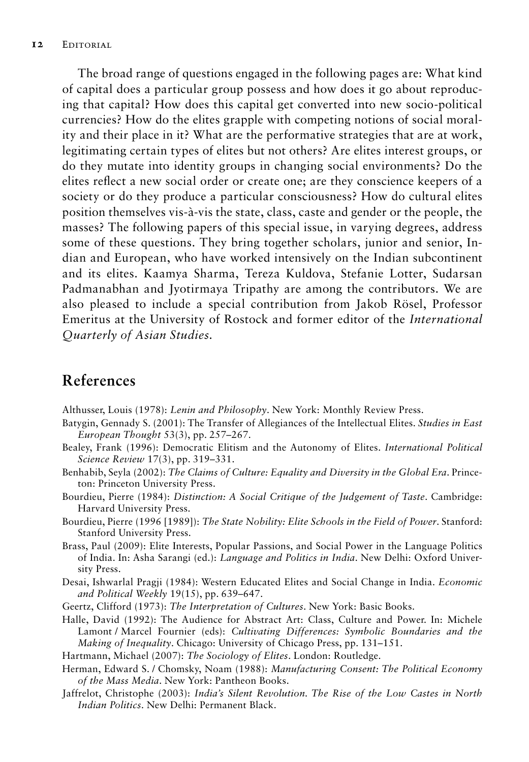The broad range of questions engaged in the following pages are: What kind of capital does a particular group possess and how does it go about reproducing that capital? How does this capital get converted into new socio-political currencies? How do the elites grapple with competing notions of social morality and their place in it? What are the performative strategies that are at work, legitimating certain types of elites but not others? Are elites interest groups, or do they mutate into identity groups in changing social environments? Do the elites reflect a new social order or create one; are they conscience keepers of a society or do they produce a particular consciousness? How do cultural elites position themselves vis-à-vis the state, class, caste and gender or the people, the masses? The following papers of this special issue, in varying degrees, address some of these questions. They bring together scholars, junior and senior, Indian and European, who have worked intensively on the Indian subcontinent and its elites. Kaamya Sharma, Tereza Kuldova, Stefanie Lotter, Sudarsan Padmanabhan and Jyotirmaya Tripathy are among the contributors. We are also pleased to include a special contribution from Jakob Rösel, Professor Emeritus at the University of Rostock and former editor of the *International Quarterly of Asian Studies*.

## References

Althusser, Louis (1978): *Lenin and Philosophy*. New York: Monthly Review Press.

Batygin, Gennady S. (2001): The Transfer of Allegiances of the Intellectual Elites. *Studies in East European Thought* 53(3), pp. 257–267.

Bealey, Frank (1996): Democratic Elitism and the Autonomy of Elites. *International Political Science Review* 17(3), pp. 319–331.

Benhabib, Seyla (2002): *The Claims of Culture: Equality and Diversity in the Global Era*. Princeton: Princeton University Press.

Bourdieu, Pierre (1984): *Distinction: A Social Critique of the Judgement of Taste*. Cambridge: Harvard University Press.

Bourdieu, Pierre (1996 [1989]): *The State Nobility: Elite Schools in the Field of Power*. Stanford: Stanford University Press.

Brass, Paul (2009): Elite Interests, Popular Passions, and Social Power in the Language Politics of India. In: Asha Sarangi (ed.): *Language and Politics in India*. New Delhi: Oxford University Press.

Desai, Ishwarlal Pragji (1984): Western Educated Elites and Social Change in India. *Economic and Political Weekly* 19(15), pp. 639–647.

Geertz, Clifford (1973): *The Interpretation of Cultures*. New York: Basic Books.

Halle, David (1992): The Audience for Abstract Art: Class, Culture and Power. In: Michele Lamont / Marcel Fournier (eds): *Cultivating Differences: Symbolic Boundaries and the Making of Inequality*. Chicago: University of Chicago Press, pp. 131–151.

Hartmann, Michael (2007): *The Sociology of Elites*. London: Routledge.

Herman, Edward S. / Chomsky, Noam (1988): *Manufacturing Consent: The Political Economy of the Mass Media*. New York: Pantheon Books.

Jaffrelot, Christophe (2003): *India's Silent Revolution. The Rise of the Low Castes in North Indian Politics*. New Delhi: Permanent Black.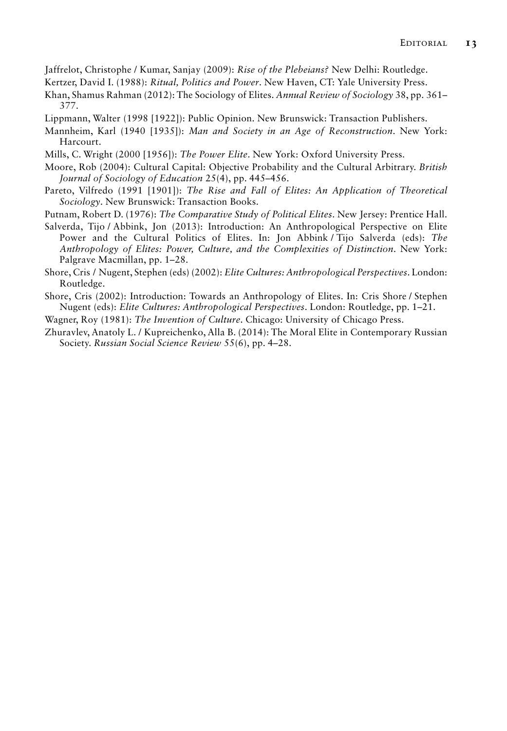Jaffrelot, Christophe / Kumar, Sanjay (2009): *Rise of the Plebeians?* New Delhi: Routledge.

Kertzer, David I. (1988): *Ritual, Politics and Power*. New Haven, CT: Yale University Press.

Khan, Shamus Rahman (2012): The Sociology of Elites. *Annual Review of Sociology* 38, pp. 361–377.

Lippmann, Walter (1998 [1922]): Public Opinion. New Brunswick: Transaction Publishers.

Mannheim, Karl (1940 [1935]): *Man and Society in an Age of Reconstruction*. New York: Harcourt.

Mills, C. Wright (2000 [1956]): *The Power Elite*. New York: Oxford University Press.

Moore, Rob (2004): Cultural Capital: Objective Probability and the Cultural Arbitrary. *British Journal of Sociology of Education* 25(4), pp. 445–456.

Pareto, Vilfredo (1991 [1901]): *The Rise and Fall of Elites: An Application of Theoretical Sociology*. New Brunswick: Transaction Books.

Putnam, Robert D. (1976): *The Comparative Study of Political Elites*. New Jersey: Prentice Hall.

Salverda, Tijo / Abbink, Jon (2013): Introduction: An Anthropological Perspective on Elite Power and the Cultural Politics of Elites. In: Jon Abbink / Tijo Salverda (eds): *The Anthropology of Elites: Power, Culture, and the Complexities of Distinction*. New York: Palgrave Macmillan, pp. 1–28.

Shore, Cris / Nugent, Stephen (eds) (2002): *Elite Cultures: Anthropological Perspectives*. London: Routledge.

Shore, Cris (2002): Introduction: Towards an Anthropology of Elites. In: Cris Shore / Stephen Nugent (eds): *Elite Cultures: Anthropological Perspectives*. London: Routledge, pp. 1–21.

Wagner, Roy (1981): *The Invention of Culture*. Chicago: University of Chicago Press.

Zhuravlev, Anatoly L. / Kupreichenko, Alla B. (2014): The Moral Elite in Contemporary Russian Society. *Russian Social Science Review* 55(6), pp. 4–28.